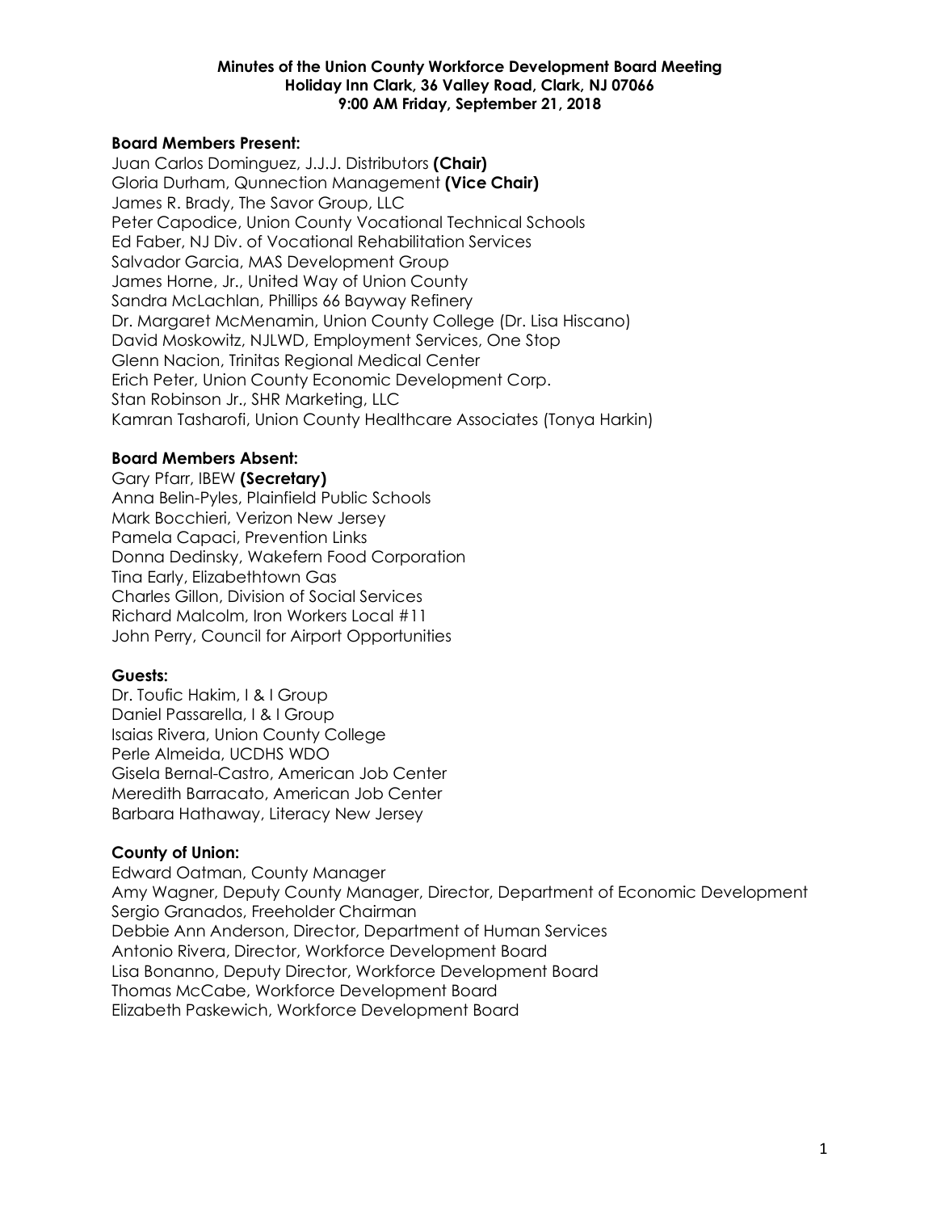**Minutes of the Union County Workforce Development Board Meeting**
**Holiday Inn Clark, 36 Valley Road, Clark, NJ 07066**
**9:00 AM Friday, September 21, 2018**

**Board Members Present:**

Juan Carlos Dominguez, J.J.J. Distributors **(Chair)**
Gloria Durham, Qunnection Management **(Vice Chair)**
James R. Brady, The Savor Group, LLC
Peter Capodice, Union County Vocational Technical Schools
Ed Faber, NJ Div. of Vocational Rehabilitation Services
Salvador Garcia, MAS Development Group
James Horne, Jr., United Way of Union County
Sandra McLachlan, Phillips 66 Bayway Refinery
Dr. Margaret McMenamin, Union County College (Dr. Lisa Hiscano)
David Moskowitz, NJLWD, Employment Services, One Stop
Glenn Nacion, Trinitas Regional Medical Center
Erich Peter, Union County Economic Development Corp.
Stan Robinson Jr., SHR Marketing, LLC
Kamran Tasharofi, Union County Healthcare Associates (Tonya Harkin)

**Board Members Absent:**

Gary Pfarr, IBEW **(Secretary)**
Anna Belin-Pyles, Plainfield Public Schools
Mark Bocchieri, Verizon New Jersey
Pamela Capaci, Prevention Links
Donna Dedinsky, Wakefern Food Corporation
Tina Early, Elizabethtown Gas
Charles Gillon, Division of Social Services
Richard Malcolm, Iron Workers Local #11
John Perry, Council for Airport Opportunities

**Guests:**

Dr. Toufic Hakim, I & I Group
Daniel Passarella, I & I Group
Isaias Rivera, Union County College
Perle Almeida, UCDHS WDO
Gisela Bernal-Castro, American Job Center
Meredith Barracato, American Job Center
Barbara Hathaway, Literacy New Jersey

**County of Union:**

Edward Oatman, County Manager
Amy Wagner, Deputy County Manager, Director, Department of Economic Development
Sergio Granados, Freeholder Chairman
Debbie Ann Anderson, Director, Department of Human Services
Antonio Rivera, Director, Workforce Development Board
Lisa Bonanno, Deputy Director, Workforce Development Board
Thomas McCabe, Workforce Development Board
Elizabeth Paskewich, Workforce Development Board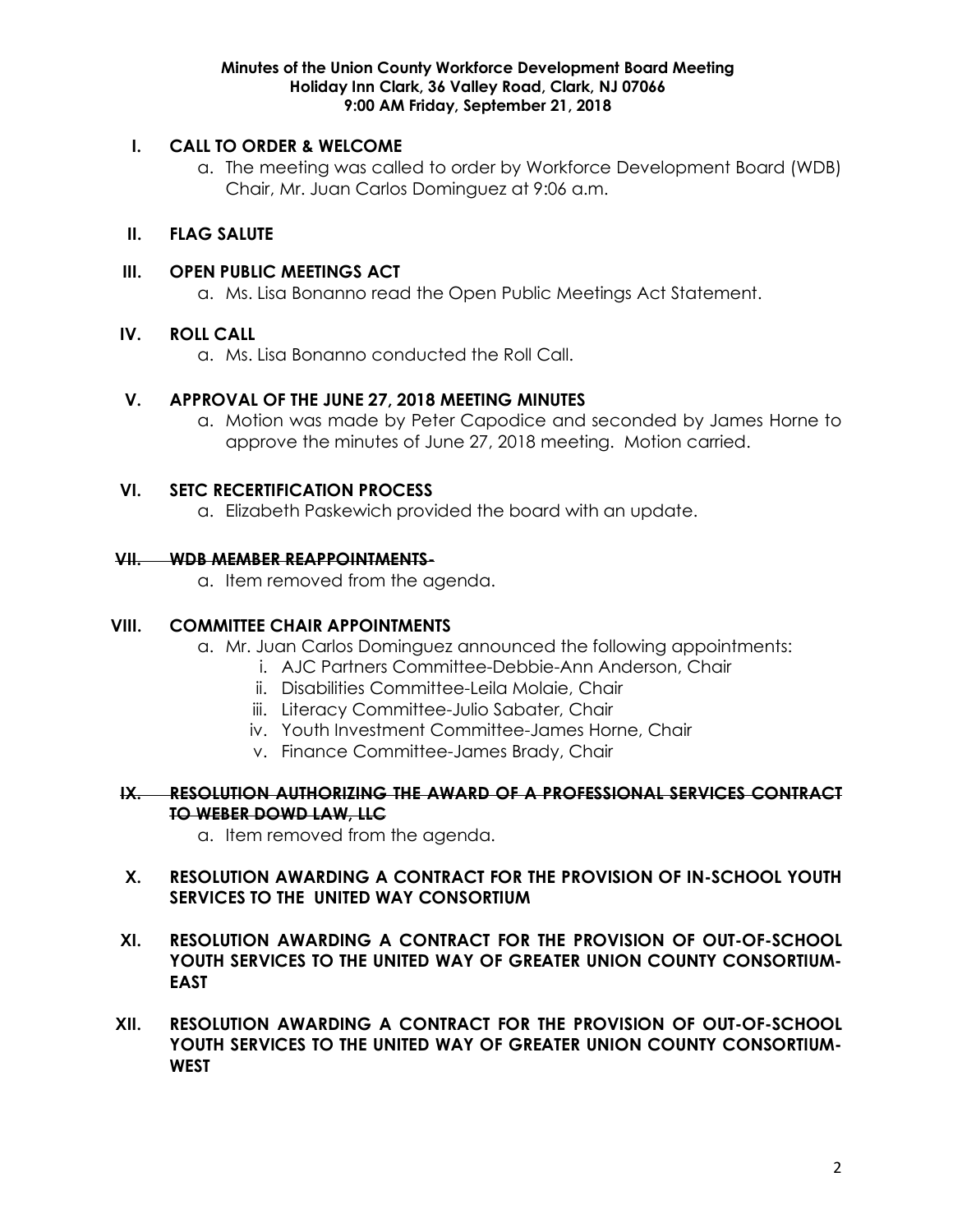**Minutes of the Union County Workforce Development Board Meeting**
**Holiday Inn Clark, 36 Valley Road, Clark, NJ 07066**
**9:00 AM Friday, September 21, 2018**

## I. CALL TO ORDER & WELCOME

a. The meeting was called to order by Workforce Development Board (WDB) Chair, Mr. Juan Carlos Dominguez at 9:06 a.m.

## II. FLAG SALUTE

## III. OPEN PUBLIC MEETINGS ACT

a. Ms. Lisa Bonanno read the Open Public Meetings Act Statement.

## IV. ROLL CALL

a. Ms. Lisa Bonanno conducted the Roll Call.

## V. APPROVAL OF THE JUNE 27, 2018 MEETING MINUTES

a. Motion was made by Peter Capodice and seconded by James Horne to approve the minutes of June 27, 2018 meeting. Motion carried.

## VI. SETC RECERTIFICATION PROCESS

a. Elizabeth Paskewich provided the board with an update.

## ~~VII. WDB MEMBER REAPPOINTMENTS-~~

a. Item removed from the agenda.

## VIII. COMMITTEE CHAIR APPOINTMENTS

a. Mr. Juan Carlos Dominguez announced the following appointments:
   i. AJC Partners Committee-Debbie-Ann Anderson, Chair
   ii. Disabilities Committee-Leila Molaie, Chair
   iii. Literacy Committee-Julio Sabater, Chair
   iv. Youth Investment Committee-James Horne, Chair
   v. Finance Committee-James Brady, Chair

## ~~IX. RESOLUTION AUTHORIZING THE AWARD OF A PROFESSIONAL SERVICES CONTRACT TO WEBER DOWD LAW, LLC~~

a. Item removed from the agenda.

## X. RESOLUTION AWARDING A CONTRACT FOR THE PROVISION OF IN-SCHOOL YOUTH SERVICES TO THE UNITED WAY CONSORTIUM

## XI. RESOLUTION AWARDING A CONTRACT FOR THE PROVISION OF OUT-OF-SCHOOL YOUTH SERVICES TO THE UNITED WAY OF GREATER UNION COUNTY CONSORTIUM-EAST

## XII. RESOLUTION AWARDING A CONTRACT FOR THE PROVISION OF OUT-OF-SCHOOL YOUTH SERVICES TO THE UNITED WAY OF GREATER UNION COUNTY CONSORTIUM-WEST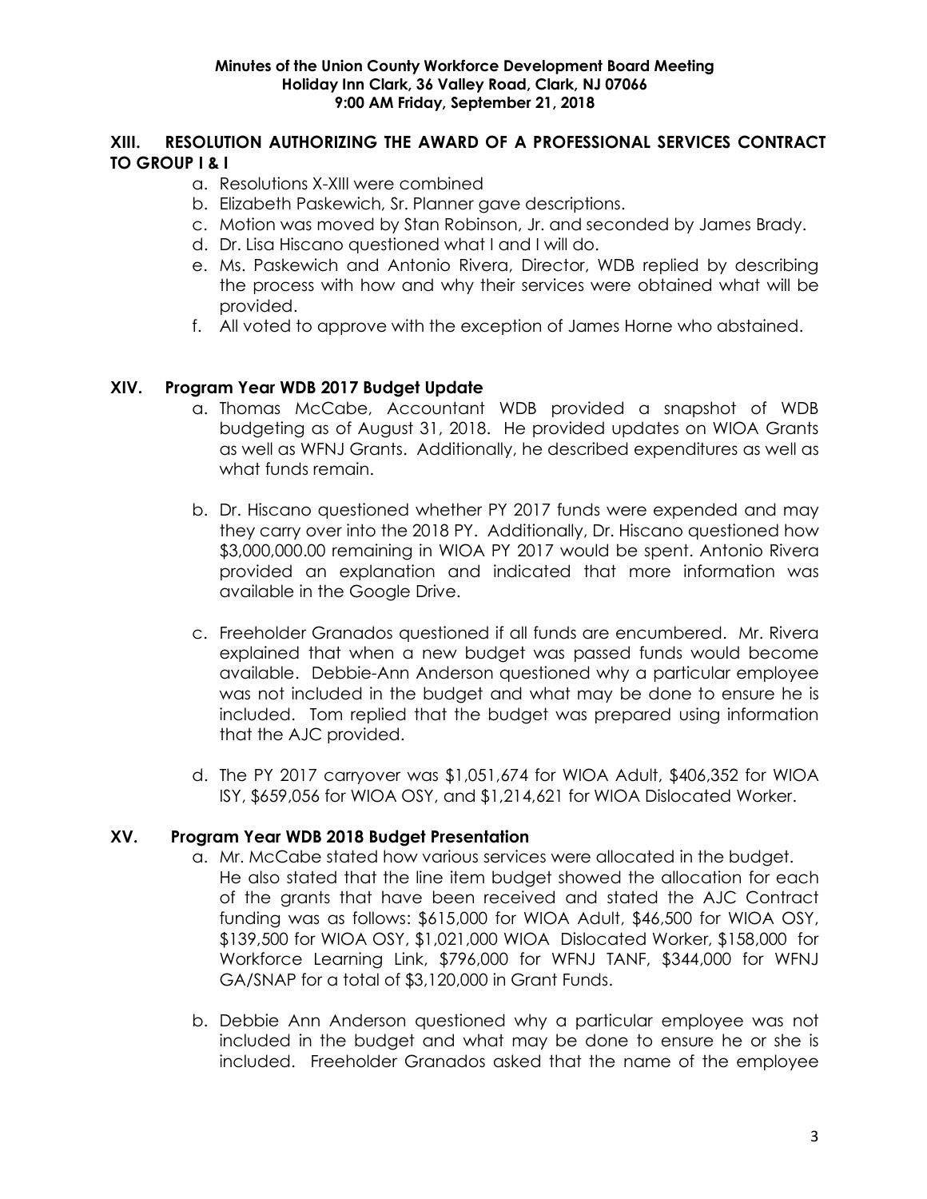**Minutes of the Union County Workforce Development Board Meeting**
**Holiday Inn Clark, 36 Valley Road, Clark, NJ 07066**
**9:00 AM Friday, September 21, 2018**

## XIII. RESOLUTION AUTHORIZING THE AWARD OF A PROFESSIONAL SERVICES CONTRACT TO GROUP I & I

a. Resolutions X-XIII were combined
b. Elizabeth Paskewich, Sr. Planner gave descriptions.
c. Motion was moved by Stan Robinson, Jr. and seconded by James Brady.
d. Dr. Lisa Hiscano questioned what I and I will do.
e. Ms. Paskewich and Antonio Rivera, Director, WDB replied by describing the process with how and why their services were obtained what will be provided.
f. All voted to approve with the exception of James Horne who abstained.

## XIV. Program Year WDB 2017 Budget Update

a. Thomas McCabe, Accountant WDB provided a snapshot of WDB budgeting as of August 31, 2018. He provided updates on WIOA Grants as well as WFNJ Grants. Additionally, he described expenditures as well as what funds remain.

b. Dr. Hiscano questioned whether PY 2017 funds were expended and may they carry over into the 2018 PY. Additionally, Dr. Hiscano questioned how \$3,000,000.00 remaining in WIOA PY 2017 would be spent. Antonio Rivera provided an explanation and indicated that more information was available in the Google Drive.

c. Freeholder Granados questioned if all funds are encumbered. Mr. Rivera explained that when a new budget was passed funds would become available. Debbie-Ann Anderson questioned why a particular employee was not included in the budget and what may be done to ensure he is included. Tom replied that the budget was prepared using information that the AJC provided.

d. The PY 2017 carryover was \$1,051,674 for WIOA Adult, \$406,352 for WIOA ISY, \$659,056 for WIOA OSY, and \$1,214,621 for WIOA Dislocated Worker.

## XV. Program Year WDB 2018 Budget Presentation

a. Mr. McCabe stated how various services were allocated in the budget. He also stated that the line item budget showed the allocation for each of the grants that have been received and stated the AJC Contract funding was as follows: \$615,000 for WIOA Adult, \$46,500 for WIOA OSY, \$139,500 for WIOA OSY, \$1,021,000 WIOA Dislocated Worker, \$158,000 for Workforce Learning Link, \$796,000 for WFNJ TANF, \$344,000 for WFNJ GA/SNAP for a total of \$3,120,000 in Grant Funds.

b. Debbie Ann Anderson questioned why a particular employee was not included in the budget and what may be done to ensure he or she is included. Freeholder Granados asked that the name of the employee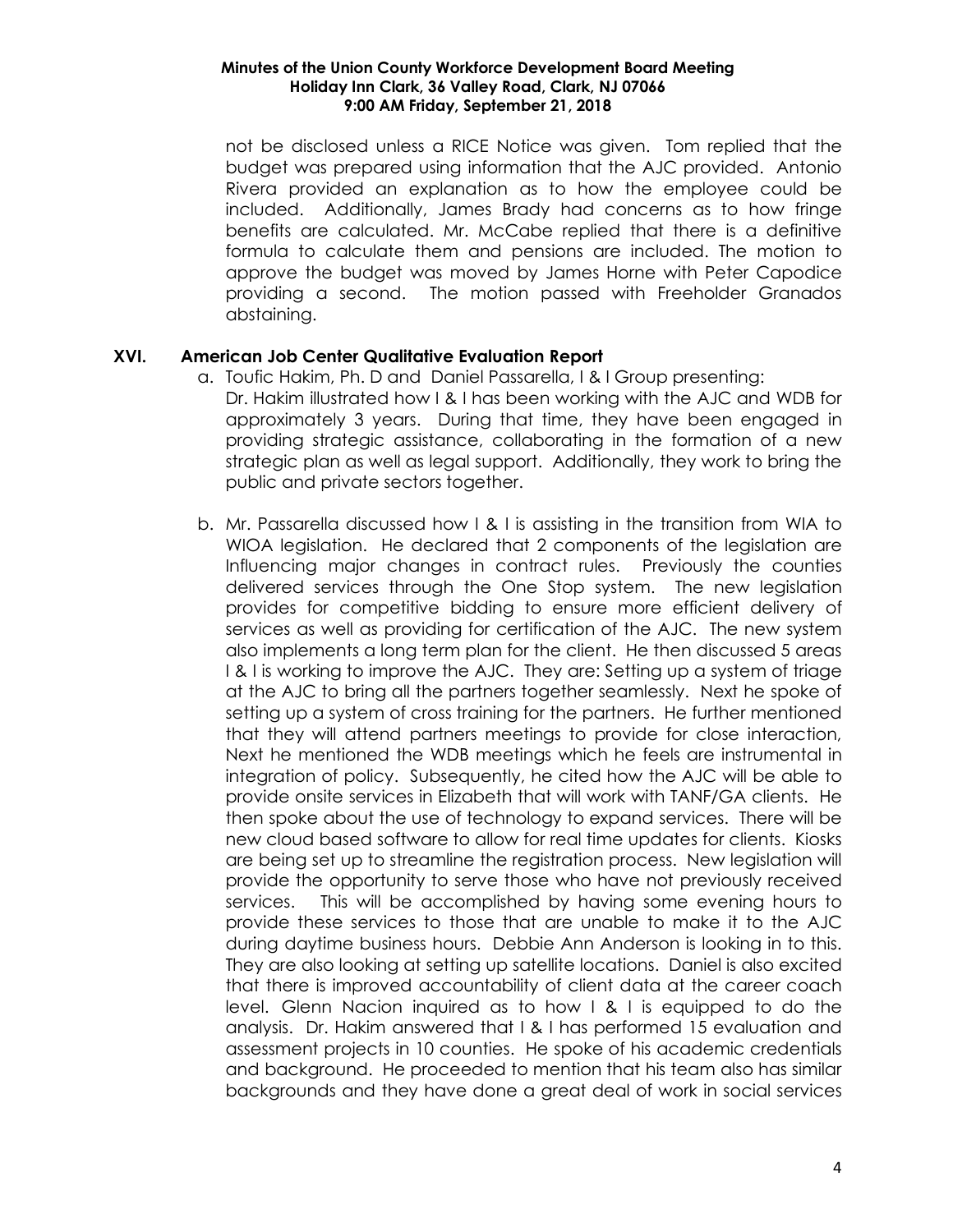not be disclosed unless a RICE Notice was given. Tom replied that the budget was prepared using information that the AJC provided. Antonio Rivera provided an explanation as to how the employee could be included. Additionally, James Brady had concerns as to how fringe benefits are calculated. Mr. McCabe replied that there is a definitive formula to calculate them and pensions are included. The motion to approve the budget was moved by James Horne with Peter Capodice providing a second. The motion passed with Freeholder Granados abstaining.

## XVI. American Job Center Qualitative Evaluation Report

a. Toufic Hakim, Ph. D and Daniel Passarella, I & I Group presenting: Dr. Hakim illustrated how I & I has been working with the AJC and WDB for approximately 3 years. During that time, they have been engaged in providing strategic assistance, collaborating in the formation of a new strategic plan as well as legal support. Additionally, they work to bring the public and private sectors together.

b. Mr. Passarella discussed how I & I is assisting in the transition from WIA to WIOA legislation. He declared that 2 components of the legislation are Influencing major changes in contract rules. Previously the counties delivered services through the One Stop system. The new legislation provides for competitive bidding to ensure more efficient delivery of services as well as providing for certification of the AJC. The new system also implements a long term plan for the client. He then discussed 5 areas I & I is working to improve the AJC. They are: Setting up a system of triage at the AJC to bring all the partners together seamlessly. Next he spoke of setting up a system of cross training for the partners. He further mentioned that they will attend partners meetings to provide for close interaction, Next he mentioned the WDB meetings which he feels are instrumental in integration of policy. Subsequently, he cited how the AJC will be able to provide onsite services in Elizabeth that will work with TANF/GA clients. He then spoke about the use of technology to expand services. There will be new cloud based software to allow for real time updates for clients. Kiosks are being set up to streamline the registration process. New legislation will provide the opportunity to serve those who have not previously received services. This will be accomplished by having some evening hours to provide these services to those that are unable to make it to the AJC during daytime business hours. Debbie Ann Anderson is looking in to this. They are also looking at setting up satellite locations. Daniel is also excited that there is improved accountability of client data at the career coach level. Glenn Nacion inquired as to how I & I is equipped to do the analysis. Dr. Hakim answered that I & I has performed 15 evaluation and assessment projects in 10 counties. He spoke of his academic credentials and background. He proceeded to mention that his team also has similar backgrounds and they have done a great deal of work in social services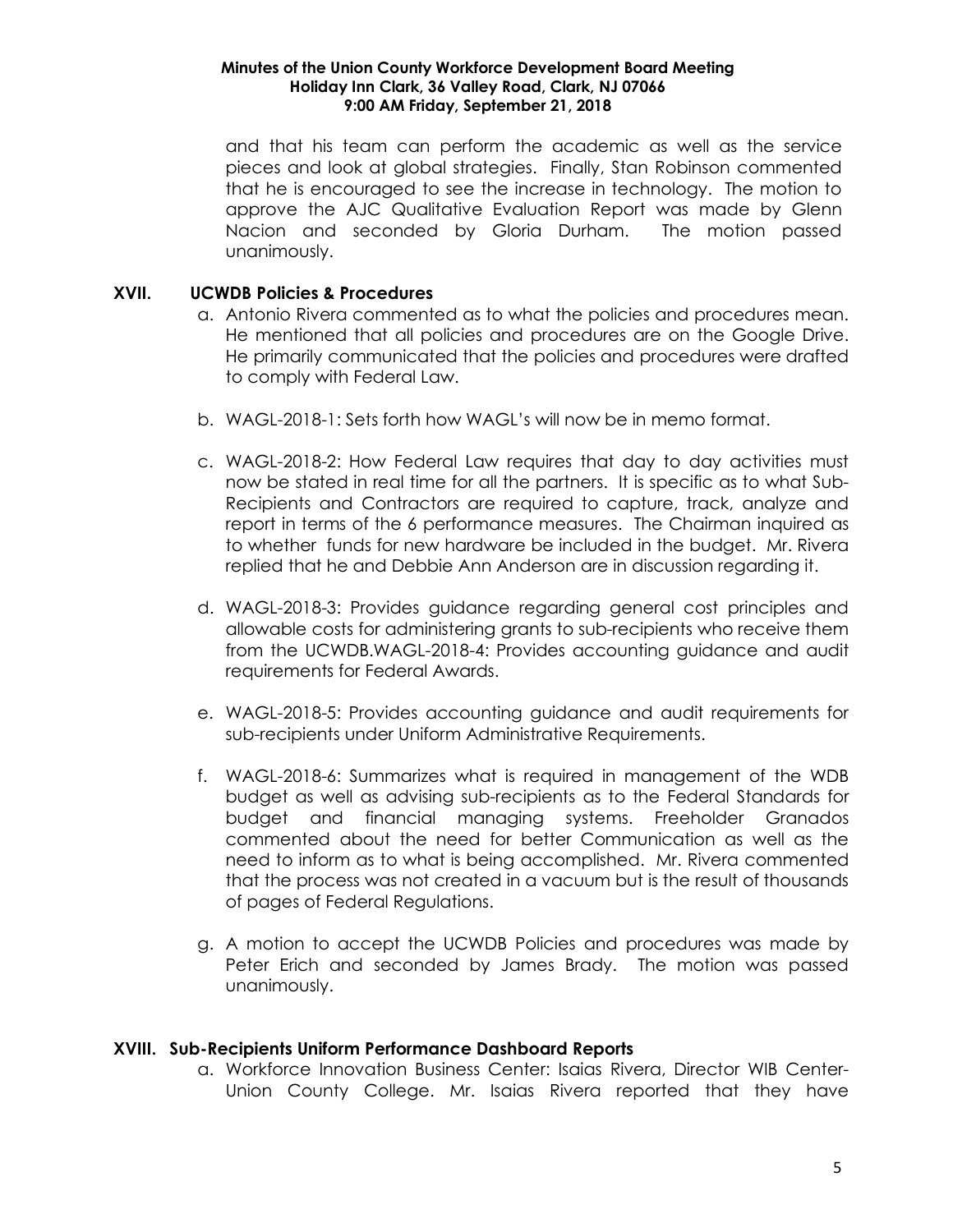and that his team can perform the academic as well as the service pieces and look at global strategies. Finally, Stan Robinson commented that he is encouraged to see the increase in technology. The motion to approve the AJC Qualitative Evaluation Report was made by Glenn Nacion and seconded by Gloria Durham. The motion passed unanimously.

## XVII. UCWDB Policies & Procedures

a. Antonio Rivera commented as to what the policies and procedures mean. He mentioned that all policies and procedures are on the Google Drive. He primarily communicated that the policies and procedures were drafted to comply with Federal Law.

b. WAGL-2018-1: Sets forth how WAGL's will now be in memo format.

c. WAGL-2018-2: How Federal Law requires that day to day activities must now be stated in real time for all the partners. It is specific as to what Sub-Recipients and Contractors are required to capture, track, analyze and report in terms of the 6 performance measures. The Chairman inquired as to whether funds for new hardware be included in the budget. Mr. Rivera replied that he and Debbie Ann Anderson are in discussion regarding it.

d. WAGL-2018-3: Provides guidance regarding general cost principles and allowable costs for administering grants to sub-recipients who receive them from the UCWDB.WAGL-2018-4: Provides accounting guidance and audit requirements for Federal Awards.

e. WAGL-2018-5: Provides accounting guidance and audit requirements for sub-recipients under Uniform Administrative Requirements.

f. WAGL-2018-6: Summarizes what is required in management of the WDB budget as well as advising sub-recipients as to the Federal Standards for budget and financial managing systems. Freeholder Granados commented about the need for better Communication as well as the need to inform as to what is being accomplished. Mr. Rivera commented that the process was not created in a vacuum but is the result of thousands of pages of Federal Regulations.

g. A motion to accept the UCWDB Policies and procedures was made by Peter Erich and seconded by James Brady. The motion was passed unanimously.

## XVIII. Sub-Recipients Uniform Performance Dashboard Reports

a. Workforce Innovation Business Center: Isaias Rivera, Director WIB Center-Union County College. Mr. Isaias Rivera reported that they have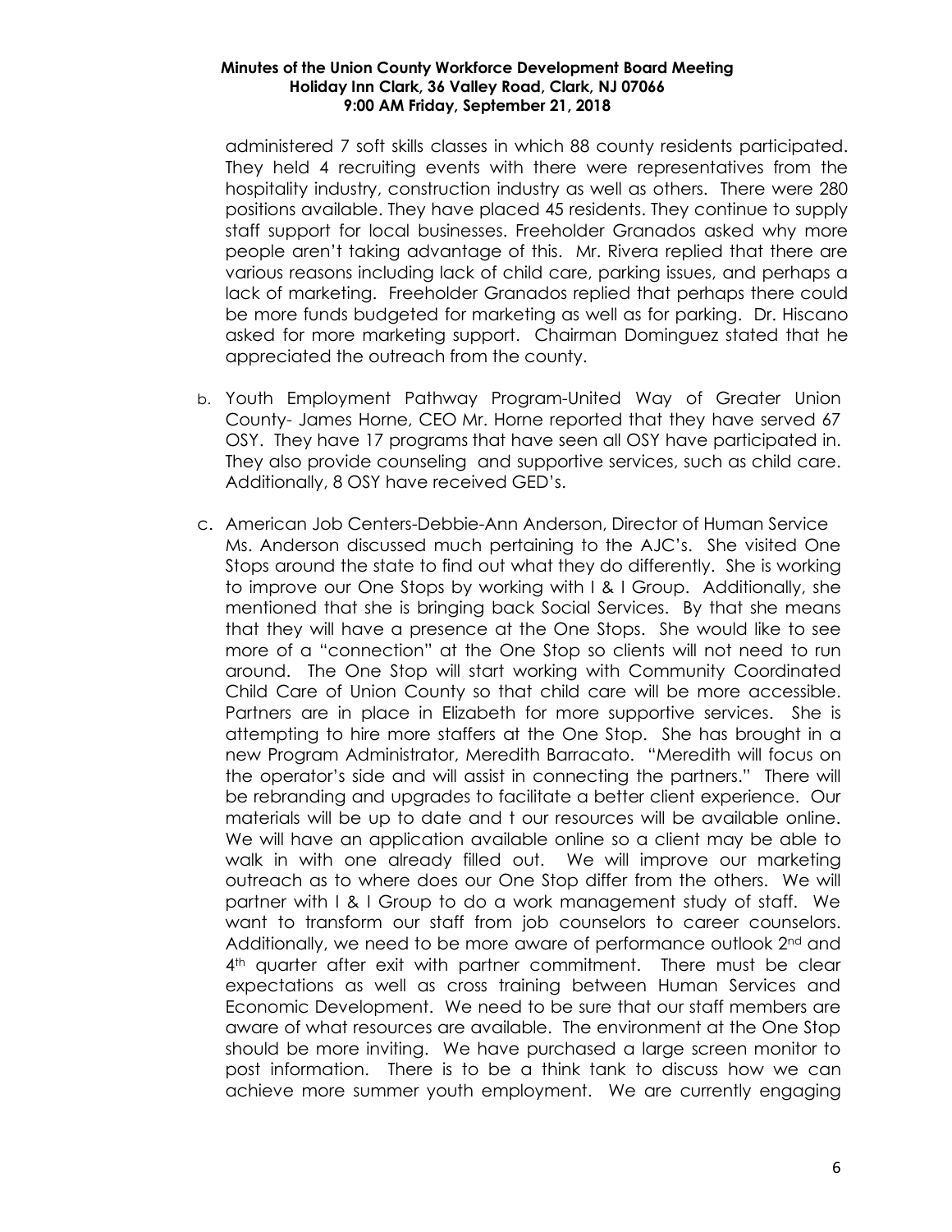administered 7 soft skills classes in which 88 county residents participated. They held 4 recruiting events with there were representatives from the hospitality industry, construction industry as well as others. There were 280 positions available. They have placed 45 residents. They continue to supply staff support for local businesses. Freeholder Granados asked why more people aren't taking advantage of this. Mr. Rivera replied that there are various reasons including lack of child care, parking issues, and perhaps a lack of marketing. Freeholder Granados replied that perhaps there could be more funds budgeted for marketing as well as for parking. Dr. Hiscano asked for more marketing support. Chairman Dominguez stated that he appreciated the outreach from the county.

b. Youth Employment Pathway Program-United Way of Greater Union County- James Horne, CEO Mr. Horne reported that they have served 67 OSY. They have 17 programs that have seen all OSY have participated in. They also provide counseling and supportive services, such as child care. Additionally, 8 OSY have received GED's.

c. American Job Centers-Debbie-Ann Anderson, Director of Human Service Ms. Anderson discussed much pertaining to the AJC's. She visited One Stops around the state to find out what they do differently. She is working to improve our One Stops by working with I & I Group. Additionally, she mentioned that she is bringing back Social Services. By that she means that they will have a presence at the One Stops. She would like to see more of a "connection" at the One Stop so clients will not need to run around. The One Stop will start working with Community Coordinated Child Care of Union County so that child care will be more accessible. Partners are in place in Elizabeth for more supportive services. She is attempting to hire more staffers at the One Stop. She has brought in a new Program Administrator, Meredith Barracato. "Meredith will focus on the operator's side and will assist in connecting the partners." There will be rebranding and upgrades to facilitate a better client experience. Our materials will be up to date and t our resources will be available online. We will have an application available online so a client may be able to walk in with one already filled out. We will improve our marketing outreach as to where does our One Stop differ from the others. We will partner with I & I Group to do a work management study of staff. We want to transform our staff from job counselors to career counselors. Additionally, we need to be more aware of performance outlook 2nd and 4th quarter after exit with partner commitment. There must be clear expectations as well as cross training between Human Services and Economic Development. We need to be sure that our staff members are aware of what resources are available. The environment at the One Stop should be more inviting. We have purchased a large screen monitor to post information. There is to be a think tank to discuss how we can achieve more summer youth employment. We are currently engaging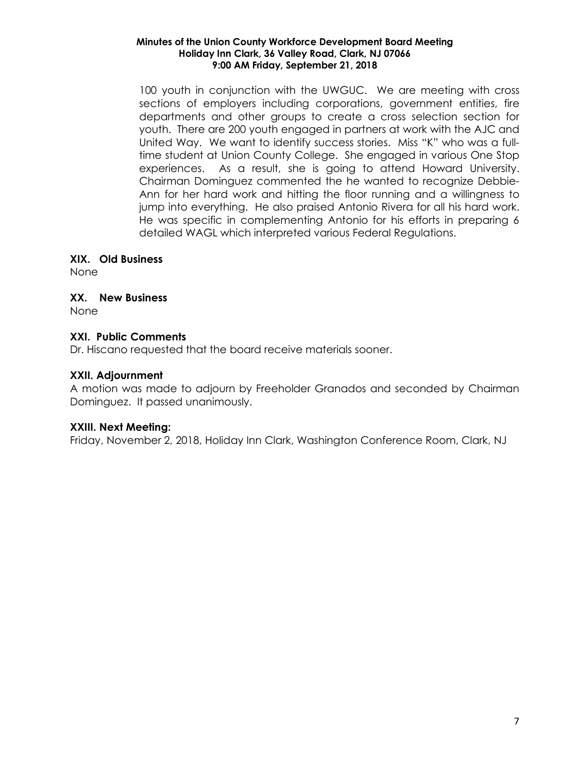100 youth in conjunction with the UWGUC. We are meeting with cross sections of employers including corporations, government entities, fire departments and other groups to create a cross selection section for youth. There are 200 youth engaged in partners at work with the AJC and United Way. We want to identify success stories. Miss "K" who was a full-time student at Union County College. She engaged in various One Stop experiences. As a result, she is going to attend Howard University. Chairman Dominguez commented the he wanted to recognize Debbie-Ann for her hard work and hitting the floor running and a willingness to jump into everything. He also praised Antonio Rivera for all his hard work. He was specific in complementing Antonio for his efforts in preparing 6 detailed WAGL which interpreted various Federal Regulations.

## XIX. Old Business

None

## XX. New Business

None

## XXI. Public Comments

Dr. Hiscano requested that the board receive materials sooner.

## XXII. Adjournment

A motion was made to adjourn by Freeholder Granados and seconded by Chairman Dominguez. It passed unanimously.

## XXIII. Next Meeting:

Friday, November 2, 2018, Holiday Inn Clark, Washington Conference Room, Clark, NJ